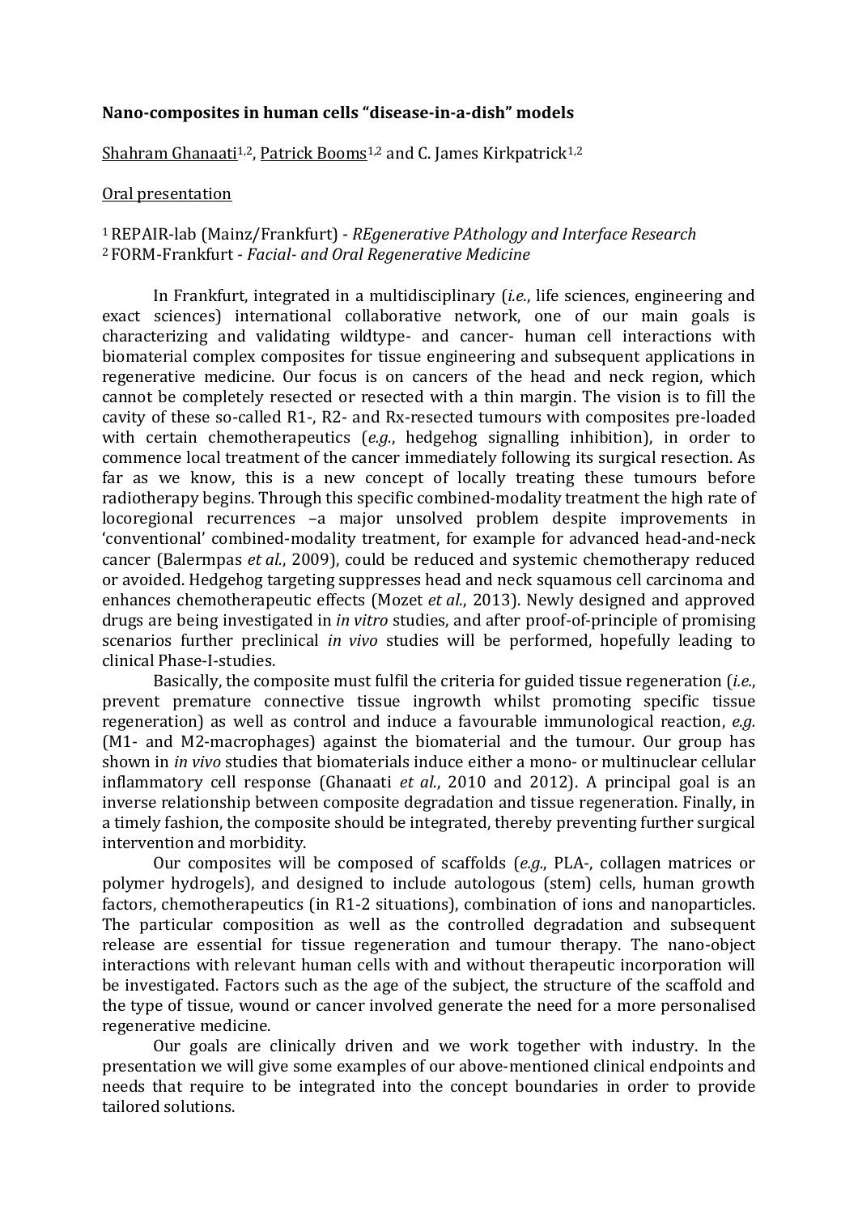**Nano-composites in human cells "disease-in-a-dish" models**

Shahram Ghanaati[1,2], Patrick Booms[1,2] and C. James Kirkpatrick[1,2]

Oral presentation

[1] REPAIR-lab (Mainz/Frankfurt) - *REgenerative PAthology and Interface Research*
[2] FORM-Frankfurt - *Facial- and Oral Regenerative Medicine*

In Frankfurt, integrated in a multidisciplinary (*i.e.*, life sciences, engineering and exact sciences) international collaborative network, one of our main goals is characterizing and validating wildtype- and cancer- human cell interactions with biomaterial complex composites for tissue engineering and subsequent applications in regenerative medicine. Our focus is on cancers of the head and neck region, which cannot be completely resected or resected with a thin margin. The vision is to fill the cavity of these so-called R1-, R2- and Rx-resected tumours with composites pre-loaded with certain chemotherapeutics (*e.g.*, hedgehog signalling inhibition), in order to commence local treatment of the cancer immediately following its surgical resection. As far as we know, this is a new concept of locally treating these tumours before radiotherapy begins. Through this specific combined-modality treatment the high rate of locoregional recurrences –a major unsolved problem despite improvements in 'conventional' combined-modality treatment, for example for advanced head-and-neck cancer (Balermpas *et al.*, 2009), could be reduced and systemic chemotherapy reduced or avoided. Hedgehog targeting suppresses head and neck squamous cell carcinoma and enhances chemotherapeutic effects (Mozet *et al.*, 2013). Newly designed and approved drugs are being investigated in *in vitro* studies, and after proof-of-principle of promising scenarios further preclinical *in vivo* studies will be performed, hopefully leading to clinical Phase-I-studies.

Basically, the composite must fulfil the criteria for guided tissue regeneration (*i.e.*, prevent premature connective tissue ingrowth whilst promoting specific tissue regeneration) as well as control and induce a favourable immunological reaction, *e.g.* (M1- and M2-macrophages) against the biomaterial and the tumour. Our group has shown in *in vivo* studies that biomaterials induce either a mono- or multinuclear cellular inflammatory cell response (Ghanaati *et al.*, 2010 and 2012). A principal goal is an inverse relationship between composite degradation and tissue regeneration. Finally, in a timely fashion, the composite should be integrated, thereby preventing further surgical intervention and morbidity.

Our composites will be composed of scaffolds (*e.g.*, PLA-, collagen matrices or polymer hydrogels), and designed to include autologous (stem) cells, human growth factors, chemotherapeutics (in R1-2 situations), combination of ions and nanoparticles. The particular composition as well as the controlled degradation and subsequent release are essential for tissue regeneration and tumour therapy. The nano-object interactions with relevant human cells with and without therapeutic incorporation will be investigated. Factors such as the age of the subject, the structure of the scaffold and the type of tissue, wound or cancer involved generate the need for a more personalised regenerative medicine.

Our goals are clinically driven and we work together with industry. In the presentation we will give some examples of our above-mentioned clinical endpoints and needs that require to be integrated into the concept boundaries in order to provide tailored solutions.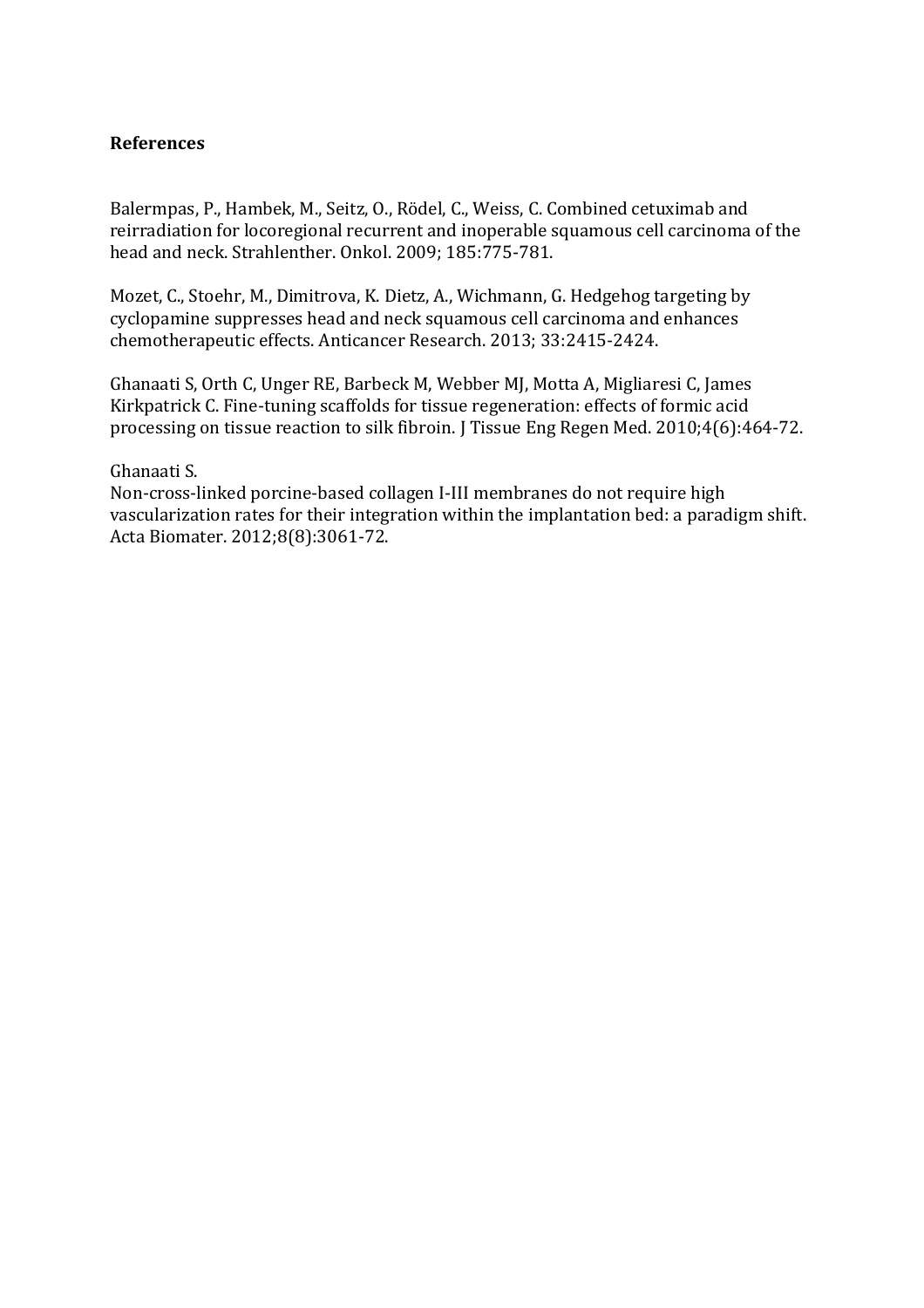**References**

Balermpas, P., Hambek, M., Seitz, O., Rödel, C., Weiss, C. Combined cetuximab and reirradiation for locoregional recurrent and inoperable squamous cell carcinoma of the head and neck. Strahlenther. Onkol. 2009; 185:775-781.

Mozet, C., Stoehr, M., Dimitrova, K. Dietz, A., Wichmann, G. Hedgehog targeting by cyclopamine suppresses head and neck squamous cell carcinoma and enhances chemotherapeutic effects. Anticancer Research. 2013; 33:2415-2424.

Ghanaati S, Orth C, Unger RE, Barbeck M, Webber MJ, Motta A, Migliaresi C, James Kirkpatrick C. Fine-tuning scaffolds for tissue regeneration: effects of formic acid processing on tissue reaction to silk fibroin. J Tissue Eng Regen Med. 2010;4(6):464-72.

Ghanaati S.
Non-cross-linked porcine-based collagen I-III membranes do not require high vascularization rates for their integration within the implantation bed: a paradigm shift. Acta Biomater. 2012;8(8):3061-72.